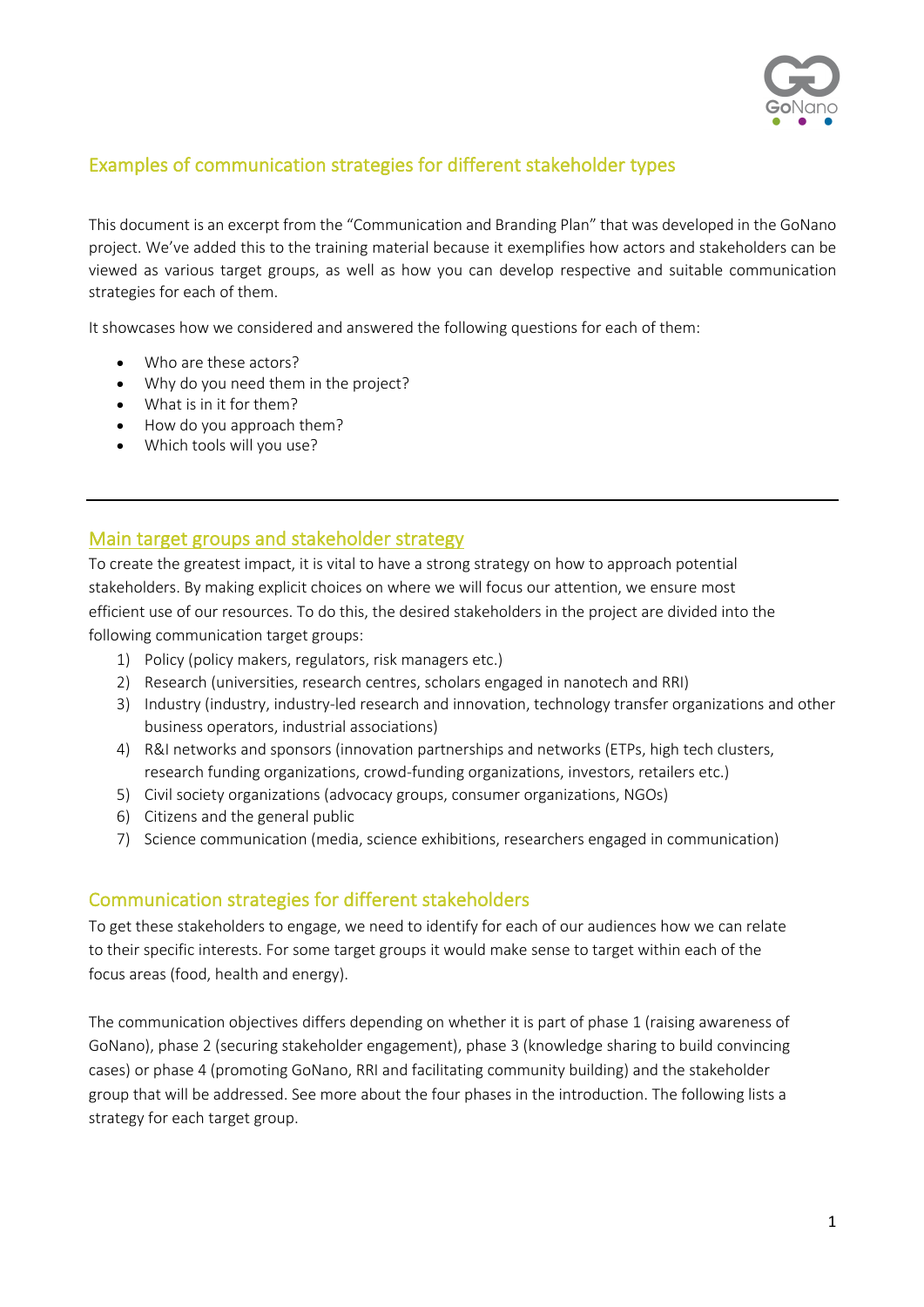## Examples of communication strategies for different stakeholder types

This document is an excerpt from the "Communication and Branding Plan" that was developed in the GoNano project. We've added this to the training material because it exemplifies how actors and stakeholders can be viewed as various target groups, as well as how you can develop respective and suitable communication strategies for each of them.

It showcases how we considered and answered the following questions for each of them:

- Who are these actors?
- Why do you need them in the project?
- What is in it for them?
- How do you approach them?
- Which tools will you use?

---

## Main target groups and stakeholder strategy

To create the greatest impact, it is vital to have a strong strategy on how to approach potential stakeholders. By making explicit choices on where we will focus our attention, we ensure most efficient use of our resources. To do this, the desired stakeholders in the project are divided into the following communication target groups:

1) Policy (policy makers, regulators, risk managers etc.)
2) Research (universities, research centres, scholars engaged in nanotech and RRI)
3) Industry (industry, industry-led research and innovation, technology transfer organizations and other business operators, industrial associations)
4) R&I networks and sponsors (innovation partnerships and networks (ETPs, high tech clusters, research funding organizations, crowd-funding organizations, investors, retailers etc.)
5) Civil society organizations (advocacy groups, consumer organizations, NGOs)
6) Citizens and the general public
7) Science communication (media, science exhibitions, researchers engaged in communication)

## Communication strategies for different stakeholders

To get these stakeholders to engage, we need to identify for each of our audiences how we can relate to their specific interests. For some target groups it would make sense to target within each of the focus areas (food, health and energy).

The communication objectives differs depending on whether it is part of phase 1 (raising awareness of GoNano), phase 2 (securing stakeholder engagement), phase 3 (knowledge sharing to build convincing cases) or phase 4 (promoting GoNano, RRI and facilitating community building) and the stakeholder group that will be addressed. See more about the four phases in the introduction. The following lists a strategy for each target group.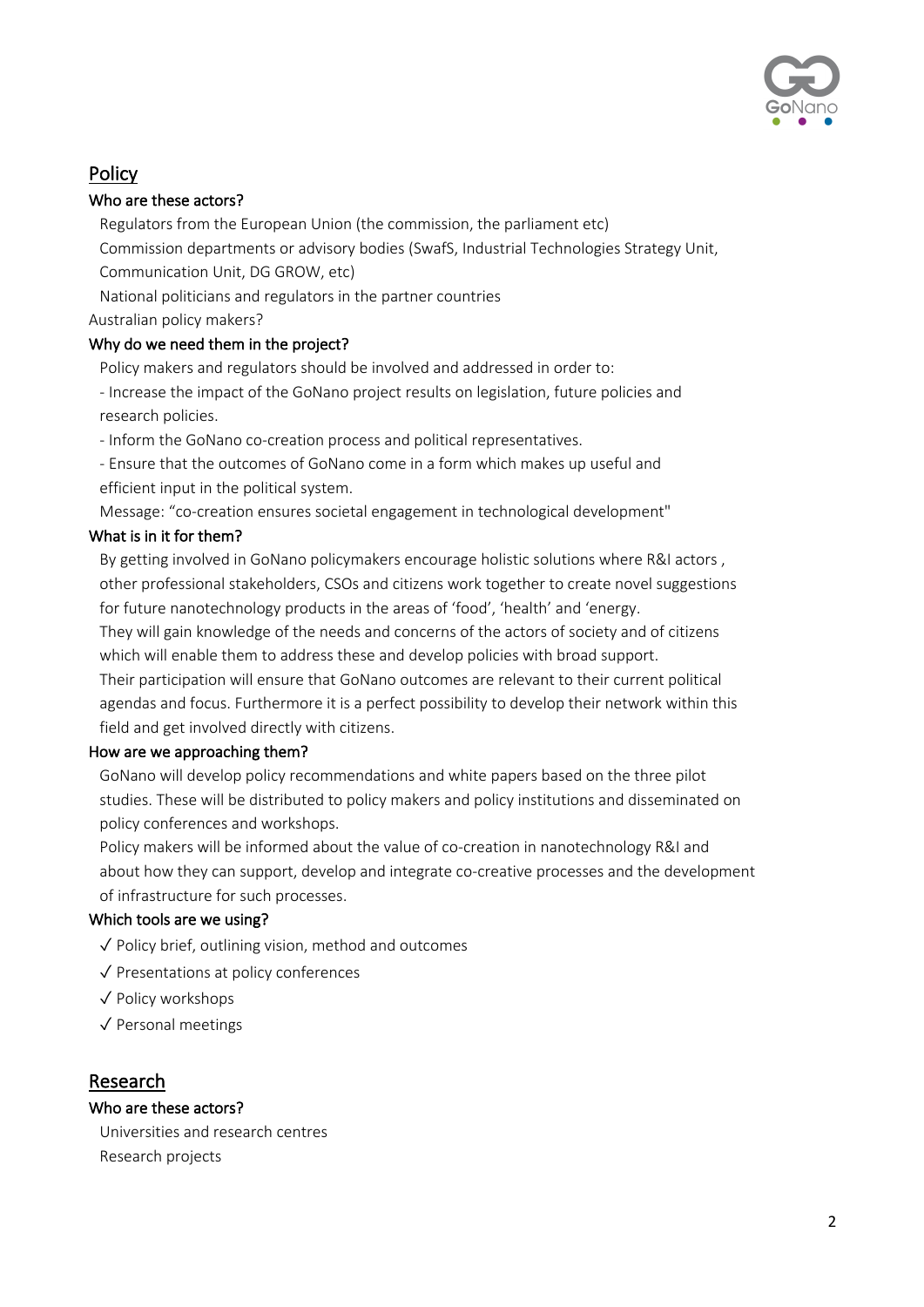## Policy

### Who are these actors?

Regulators from the European Union (the commission, the parliament etc)

Commission departments or advisory bodies (SwafS, Industrial Technologies Strategy Unit, Communication Unit, DG GROW, etc)

National politicians and regulators in the partner countries

Australian policy makers?

### Why do we need them in the project?

Policy makers and regulators should be involved and addressed in order to:

- Increase the impact of the GoNano project results on legislation, future policies and research policies.
- Inform the GoNano co-creation process and political representatives.
- Ensure that the outcomes of GoNano come in a form which makes up useful and efficient input in the political system.

Message: "co-creation ensures societal engagement in technological development"

### What is in it for them?

By getting involved in GoNano policymakers encourage holistic solutions where R&I actors , other professional stakeholders, CSOs and citizens work together to create novel suggestions for future nanotechnology products in the areas of 'food', 'health' and 'energy.

They will gain knowledge of the needs and concerns of the actors of society and of citizens which will enable them to address these and develop policies with broad support.

Their participation will ensure that GoNano outcomes are relevant to their current political agendas and focus. Furthermore it is a perfect possibility to develop their network within this field and get involved directly with citizens.

### How are we approaching them?

GoNano will develop policy recommendations and white papers based on the three pilot studies. These will be distributed to policy makers and policy institutions and disseminated on policy conferences and workshops.

Policy makers will be informed about the value of co-creation in nanotechnology R&I and about how they can support, develop and integrate co-creative processes and the development of infrastructure for such processes.

### Which tools are we using?

- ✓ Policy brief, outlining vision, method and outcomes
- ✓ Presentations at policy conferences
- ✓ Policy workshops
- ✓ Personal meetings

## Research

### Who are these actors?

Universities and research centres

Research projects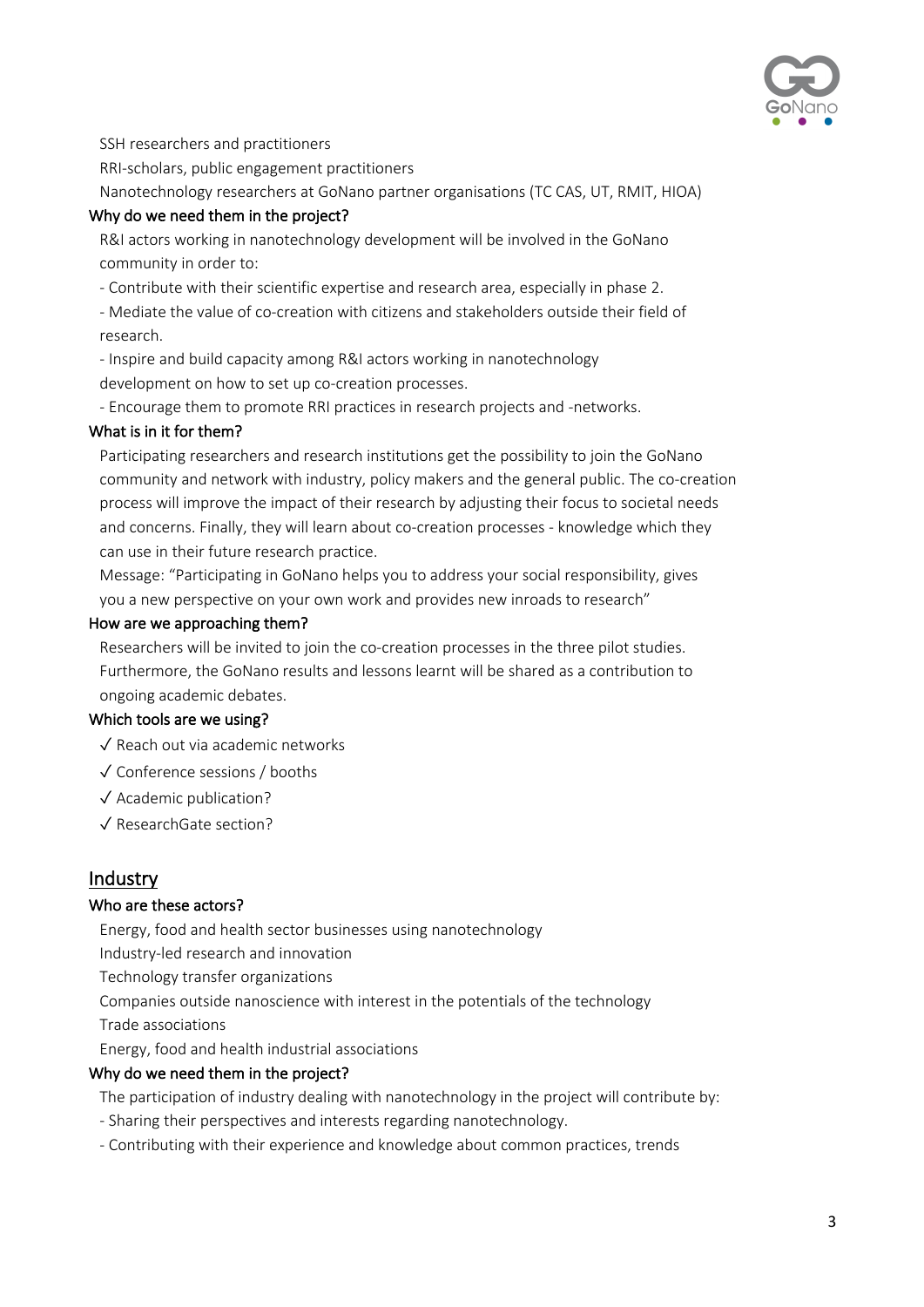SSH researchers and practitioners

RRI-scholars, public engagement practitioners

Nanotechnology researchers at GoNano partner organisations (TC CAS, UT, RMIT, HIOA)

#### Why do we need them in the project?

R&I actors working in nanotechnology development will be involved in the GoNano community in order to:

- Contribute with their scientific expertise and research area, especially in phase 2.
- Mediate the value of co-creation with citizens and stakeholders outside their field of research.
- Inspire and build capacity among R&I actors working in nanotechnology development on how to set up co-creation processes.
- Encourage them to promote RRI practices in research projects and -networks.

#### What is in it for them?

Participating researchers and research institutions get the possibility to join the GoNano community and network with industry, policy makers and the general public. The co-creation process will improve the impact of their research by adjusting their focus to societal needs and concerns. Finally, they will learn about co-creation processes - knowledge which they can use in their future research practice.

Message: "Participating in GoNano helps you to address your social responsibility, gives you a new perspective on your own work and provides new inroads to research"

#### How are we approaching them?

Researchers will be invited to join the co-creation processes in the three pilot studies. Furthermore, the GoNano results and lessons learnt will be shared as a contribution to ongoing academic debates.

#### Which tools are we using?

✓ Reach out via academic networks

✓ Conference sessions / booths

✓ Academic publication?

✓ ResearchGate section?

## Industry

#### Who are these actors?

Energy, food and health sector businesses using nanotechnology

Industry-led research and innovation

Technology transfer organizations

Companies outside nanoscience with interest in the potentials of the technology

Trade associations

Energy, food and health industrial associations

#### Why do we need them in the project?

The participation of industry dealing with nanotechnology in the project will contribute by:

- Sharing their perspectives and interests regarding nanotechnology.
- Contributing with their experience and knowledge about common practices, trends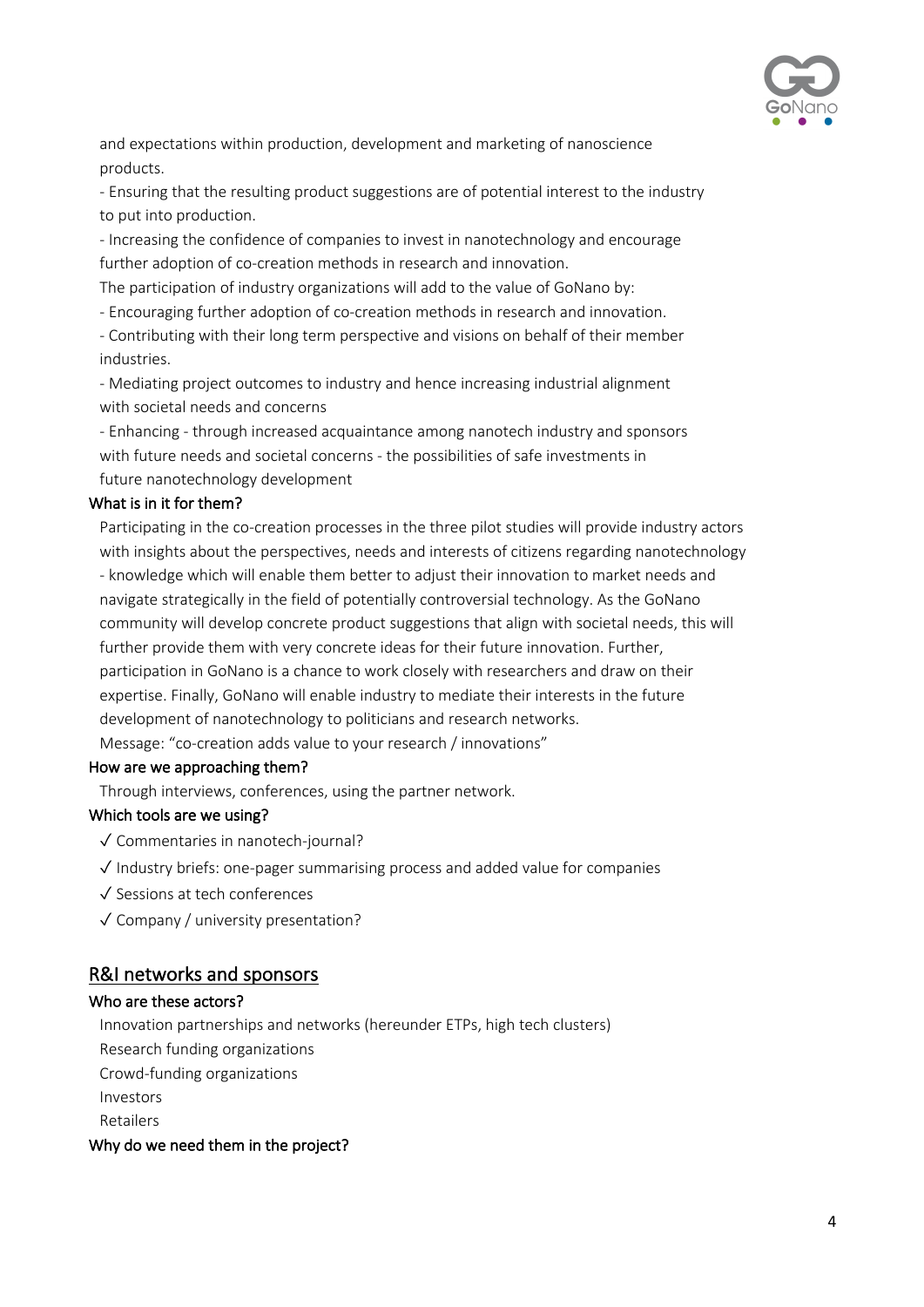and expectations within production, development and marketing of nanoscience products.

- Ensuring that the resulting product suggestions are of potential interest to the industry to put into production.
- Increasing the confidence of companies to invest in nanotechnology and encourage further adoption of co-creation methods in research and innovation.

The participation of industry organizations will add to the value of GoNano by:

- Encouraging further adoption of co-creation methods in research and innovation.
- Contributing with their long term perspective and visions on behalf of their member industries.
- Mediating project outcomes to industry and hence increasing industrial alignment with societal needs and concerns
- Enhancing - through increased acquaintance among nanotech industry and sponsors with future needs and societal concerns - the possibilities of safe investments in future nanotechnology development

#### What is in it for them?

Participating in the co-creation processes in the three pilot studies will provide industry actors with insights about the perspectives, needs and interests of citizens regarding nanotechnology - knowledge which will enable them better to adjust their innovation to market needs and navigate strategically in the field of potentially controversial technology. As the GoNano community will develop concrete product suggestions that align with societal needs, this will further provide them with very concrete ideas for their future innovation. Further, participation in GoNano is a chance to work closely with researchers and draw on their expertise. Finally, GoNano will enable industry to mediate their interests in the future development of nanotechnology to politicians and research networks.

Message: "co-creation adds value to your research / innovations"

#### How are we approaching them?

Through interviews, conferences, using the partner network.

#### Which tools are we using?

✓ Commentaries in nanotech-journal?

✓ Industry briefs: one-pager summarising process and added value for companies

✓ Sessions at tech conferences

✓ Company / university presentation?

## R&I networks and sponsors

#### Who are these actors?

Innovation partnerships and networks (hereunder ETPs, high tech clusters)

Research funding organizations

Crowd-funding organizations

Investors

Retailers

#### Why do we need them in the project?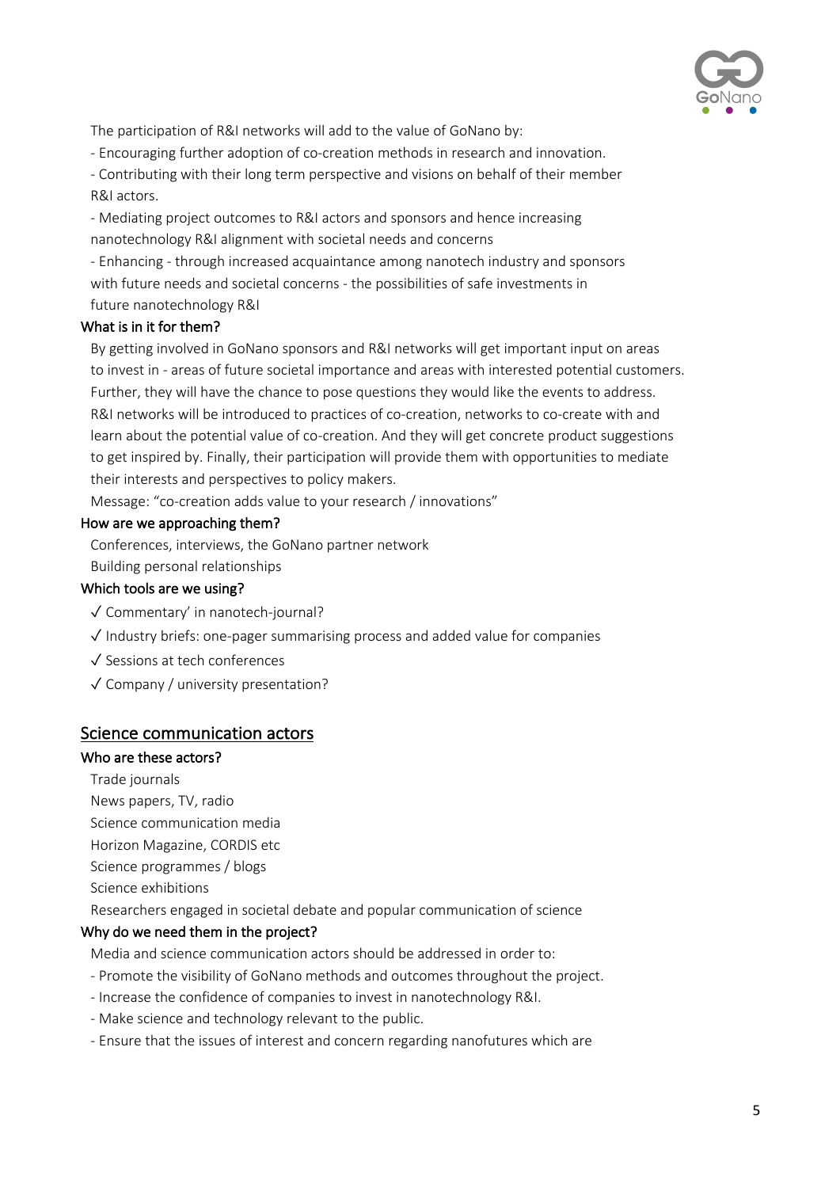The participation of R&I networks will add to the value of GoNano by:

- Encouraging further adoption of co-creation methods in research and innovation.
- Contributing with their long term perspective and visions on behalf of their member R&I actors.
- Mediating project outcomes to R&I actors and sponsors and hence increasing nanotechnology R&I alignment with societal needs and concerns
- Enhancing - through increased acquaintance among nanotech industry and sponsors with future needs and societal concerns - the possibilities of safe investments in future nanotechnology R&I

### What is in it for them?

By getting involved in GoNano sponsors and R&I networks will get important input on areas to invest in - areas of future societal importance and areas with interested potential customers. Further, they will have the chance to pose questions they would like the events to address. R&I networks will be introduced to practices of co-creation, networks to co-create with and learn about the potential value of co-creation. And they will get concrete product suggestions to get inspired by. Finally, their participation will provide them with opportunities to mediate their interests and perspectives to policy makers.

Message: "co-creation adds value to your research / innovations"

### How are we approaching them?

Conferences, interviews, the GoNano partner network

Building personal relationships

### Which tools are we using?

- ✓ Commentary' in nanotech-journal?
- ✓ Industry briefs: one-pager summarising process and added value for companies
- ✓ Sessions at tech conferences
- ✓ Company / university presentation?

## Science communication actors

### Who are these actors?

Trade journals

News papers, TV, radio

Science communication media

Horizon Magazine, CORDIS etc

Science programmes / blogs

Science exhibitions

Researchers engaged in societal debate and popular communication of science

### Why do we need them in the project?

Media and science communication actors should be addressed in order to:

- Promote the visibility of GoNano methods and outcomes throughout the project.
- Increase the confidence of companies to invest in nanotechnology R&I.
- Make science and technology relevant to the public.
- Ensure that the issues of interest and concern regarding nanofutures which are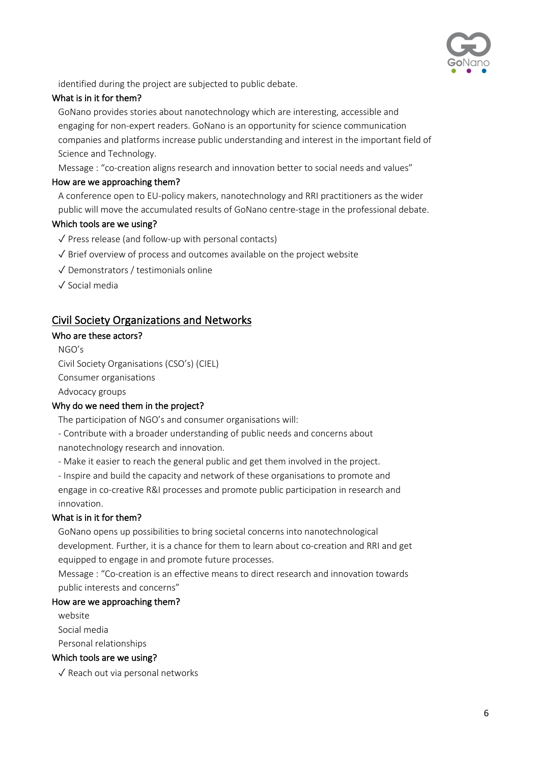identified during the project are subjected to public debate.

**What is in it for them?**

GoNano provides stories about nanotechnology which are interesting, accessible and engaging for non-expert readers. GoNano is an opportunity for science communication companies and platforms increase public understanding and interest in the important field of Science and Technology.

Message : "co-creation aligns research and innovation better to social needs and values"

**How are we approaching them?**

A conference open to EU-policy makers, nanotechnology and RRI practitioners as the wider public will move the accumulated results of GoNano centre-stage in the professional debate.

**Which tools are we using?**

✓ Press release (and follow-up with personal contacts)

✓ Brief overview of process and outcomes available on the project website

✓ Demonstrators / testimonials online

✓ Social media

## Civil Society Organizations and Networks

**Who are these actors?**

NGO's

Civil Society Organisations (CSO's) (CIEL)

Consumer organisations

Advocacy groups

**Why do we need them in the project?**

The participation of NGO's and consumer organisations will:

- Contribute with a broader understanding of public needs and concerns about nanotechnology research and innovation.
- Make it easier to reach the general public and get them involved in the project.
- Inspire and build the capacity and network of these organisations to promote and engage in co-creative R&I processes and promote public participation in research and innovation.

**What is in it for them?**

GoNano opens up possibilities to bring societal concerns into nanotechnological development. Further, it is a chance for them to learn about co-creation and RRI and get equipped to engage in and promote future processes.

Message : "Co-creation is an effective means to direct research and innovation towards public interests and concerns"

**How are we approaching them?**

website

Social media

Personal relationships

**Which tools are we using?**

✓ Reach out via personal networks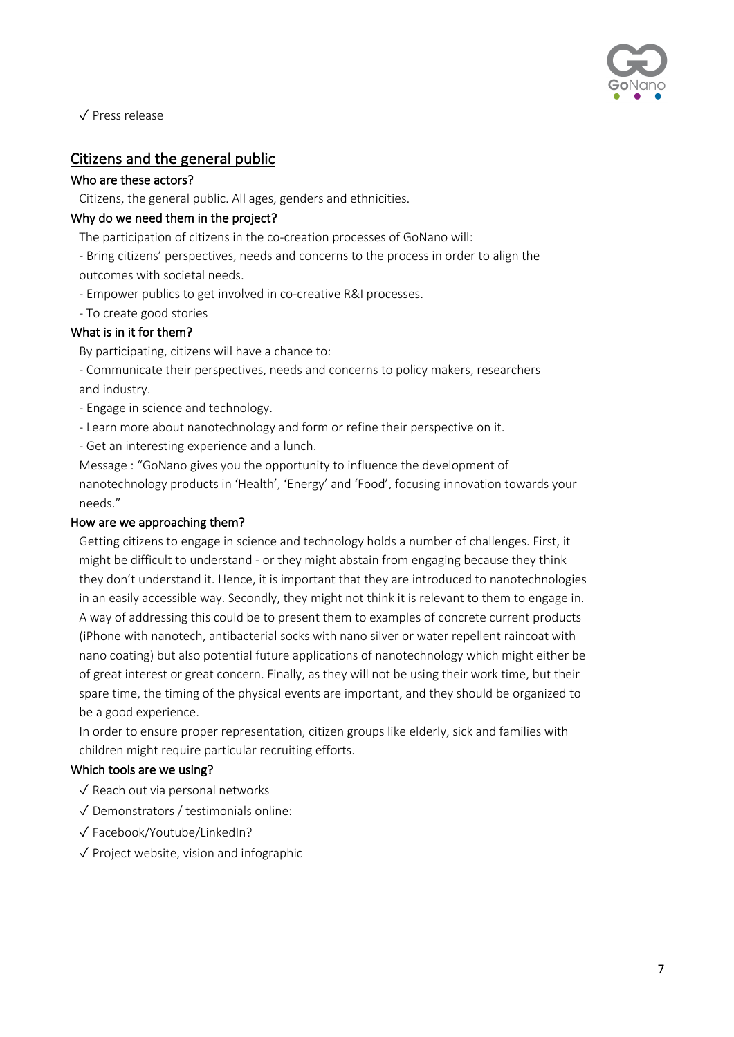✓ Press release

## Citizens and the general public

### Who are these actors?

Citizens, the general public. All ages, genders and ethnicities.

### Why do we need them in the project?

The participation of citizens in the co-creation processes of GoNano will:

- Bring citizens' perspectives, needs and concerns to the process in order to align the outcomes with societal needs.
- Empower publics to get involved in co-creative R&I processes.
- To create good stories

### What is in it for them?

By participating, citizens will have a chance to:

- Communicate their perspectives, needs and concerns to policy makers, researchers and industry.
- Engage in science and technology.
- Learn more about nanotechnology and form or refine their perspective on it.
- Get an interesting experience and a lunch.

Message : "GoNano gives you the opportunity to influence the development of nanotechnology products in 'Health', 'Energy' and 'Food', focusing innovation towards your needs."

### How are we approaching them?

Getting citizens to engage in science and technology holds a number of challenges. First, it might be difficult to understand - or they might abstain from engaging because they think they don't understand it. Hence, it is important that they are introduced to nanotechnologies in an easily accessible way. Secondly, they might not think it is relevant to them to engage in. A way of addressing this could be to present them to examples of concrete current products (iPhone with nanotech, antibacterial socks with nano silver or water repellent raincoat with nano coating) but also potential future applications of nanotechnology which might either be of great interest or great concern. Finally, as they will not be using their work time, but their spare time, the timing of the physical events are important, and they should be organized to be a good experience.

In order to ensure proper representation, citizen groups like elderly, sick and families with children might require particular recruiting efforts.

### Which tools are we using?

✓ Reach out via personal networks

✓ Demonstrators / testimonials online:

✓ Facebook/Youtube/LinkedIn?

✓ Project website, vision and infographic